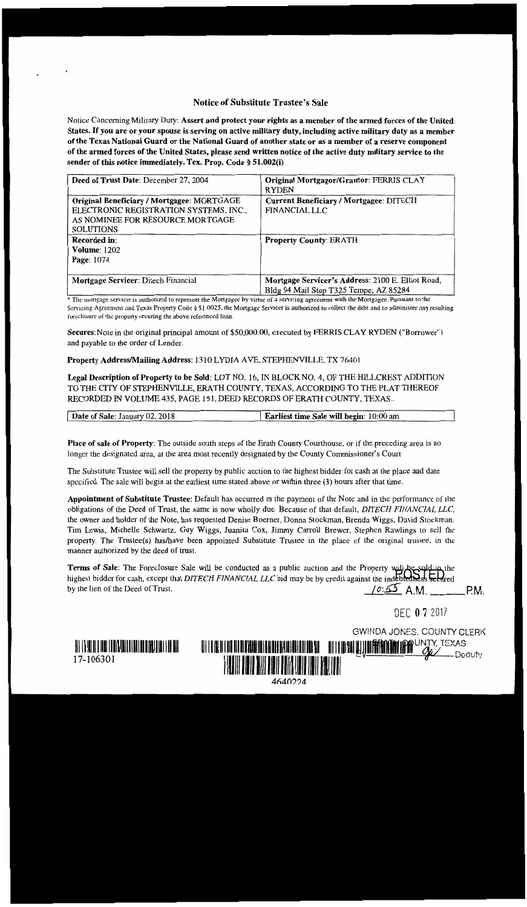## Notice of Substitute Trustee's Sale

Notice Concerning Military Duty: **Assert and protect your rights as a member of the armed forces of the United States. If you are or your spouse is serving on active military duty, including active military duty as a member of the Texas National Guard or the National Guard of another state or as a member of a reserve component of the armed forces of the United States, please send written notice of the active duty military service to the sender of this notice immediately. Tex. Prop. Code § 51.002(i)**

| **Deed of Trust Date**: December 27, 2004 | **Original Mortgagor/Grantor**: FERRIS CLAY RYDEN |
|---|---|
| **Original Beneficiary / Mortgagee**: MORTGAGE ELECTRONIC REGISTRATION SYSTEMS, INC., AS NOMINEE FOR RESOURCE MORTGAGE SOLUTIONS | **Current Beneficiary / Mortgagee**: DITECH FINANCIAL LLC |
| **Recorded in**: **Volume**: 1202 **Page**: 1074 | **Property County**: ERATH |
| **Mortgage Servicer**: Ditech Financial | **Mortgage Servicer's Address**: 2100 E. Elliot Road, Bldg 94 Mail Stop T325 Tempe, AZ 85284 |

* The mortgage servicer is authorized to represent the Mortgagee by virtue of a servicing agreement with the Mortgagee. Pursuant to the Servicing Agreement and Texas Property Code § 51.0025, the Mortgage Servicer is authorized to collect the debt and to administer any resulting foreclosure of the property securing the above referenced loan.

**Secures**: Note in the original principal amount of $50,000.00, executed by FERRIS CLAY RYDEN ("Borrower") and payable to the order of Lender.

**Property Address/Mailing Address**: 1310 LYDIA AVE, STEPHENVILLE, TX 76401

**Legal Description of Property to be Sold**: LOT NO. 16, IN BLOCK NO. 4, OF THE HILLCREST ADDITION TO THE CITY OF STEPHENVILLE, ERATH COUNTY, TEXAS, ACCORDING TO THE PLAT THEREOF RECORDED IN VOLUME 435, PAGE 151, DEED RECORDS OF ERATH COUNTY, TEXAS..

| **Date of Sale**: January 02, 2018 | **Earliest time Sale will begin**: 10:00 am |
|---|---|

**Place of sale of Property**: The outside south steps of the Erath County Courthouse, or if the preceding area is no longer the designated area, at the area most recently designated by the County Commissioner's Court

The Substitute Trustee will sell the property by public auction to the highest bidder for cash at the place and date specified. The sale will begin at the earliest time stated above or within three (3) hours after that time.

**Appointment of Substitute Trustee**: Default has occurred in the payment of the Note and in the performance of the obligations of the Deed of Trust, the same is now wholly due. Because of that default, *DITECH FINANCIAL LLC*, the owner and holder of the Note, has requested Denise Boerner, Donna Stockman, Brenda Wiggs, David Stockman, Tim Lewis, Michelle Schwartz, Guy Wiggs, Juanita Cox, Jimmy Carroll Brewer, Stephen Rawlings to sell the property. The Trustee(s) has/have been appointed Substitute Trustee in the place of the original trustee, in the manner authorized by the deed of trust.

**Terms of Sale**: The Foreclosure Sale will be conducted as a public auction and the Property will be sold to the highest bidder for cash, except that *DITECH FINANCIAL LLC* bid may be by credit against the indebtedness secured by the lien of the Deed of Trust.

POSTED
10:55 A.M. _____ P.M.

DEC 07 2017

GWINDA JONES, COUNTY CLERK
ERATH COUNTY, TEXAS
BY _____ Deputy

17-106301

4640224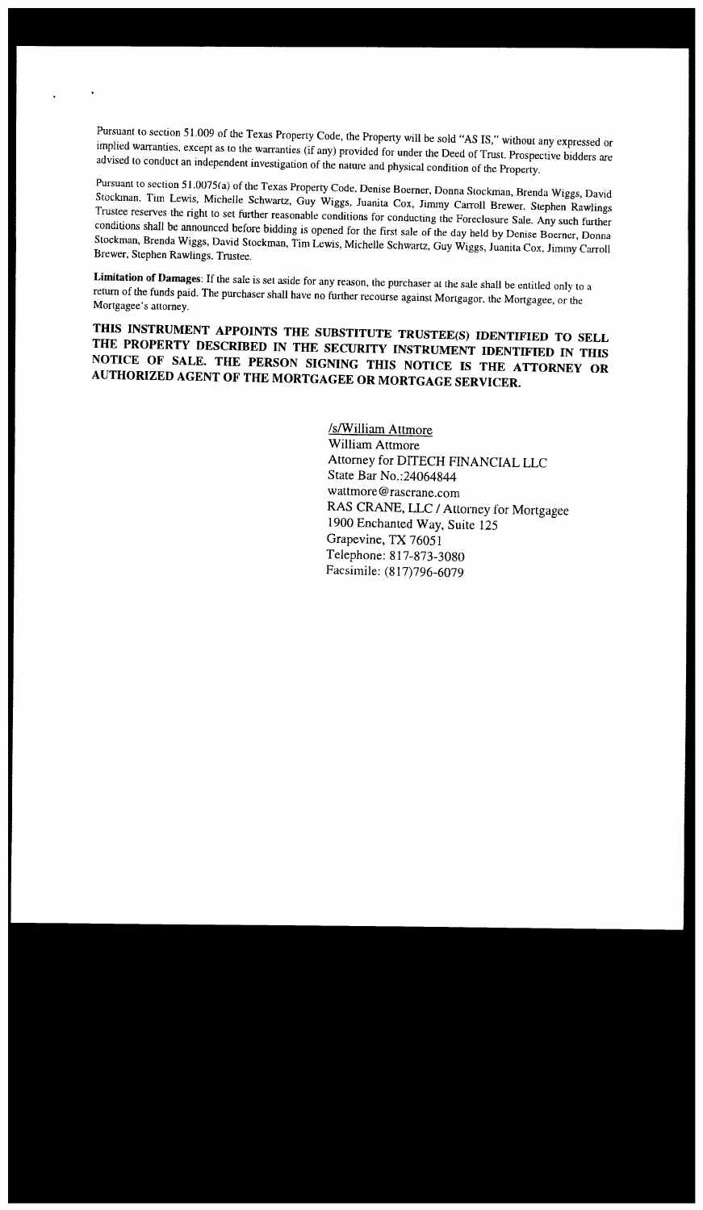Pursuant to section 51.009 of the Texas Property Code, the Property will be sold "AS IS," without any expressed or implied warranties, except as to the warranties (if any) provided for under the Deed of Trust. Prospective bidders are advised to conduct an independent investigation of the nature and physical condition of the Property.

Pursuant to section 51.0075(a) of the Texas Property Code, Denise Boerner, Donna Stockman, Brenda Wiggs, David Stockman, Tim Lewis, Michelle Schwartz, Guy Wiggs, Juanita Cox, Jimmy Carroll Brewer, Stephen Rawlings Trustee reserves the right to set further reasonable conditions for conducting the Foreclosure Sale. Any such further conditions shall be announced before bidding is opened for the first sale of the day held by Denise Boerner, Donna Stockman, Brenda Wiggs, David Stockman, Tim Lewis, Michelle Schwartz, Guy Wiggs, Juanita Cox, Jimmy Carroll Brewer, Stephen Rawlings, Trustee.

**Limitation of Damages**: If the sale is set aside for any reason, the purchaser at the sale shall be entitled only to a return of the funds paid. The purchaser shall have no further recourse against Mortgagor, the Mortgagee, or the Mortgagee's attorney.

**THIS INSTRUMENT APPOINTS THE SUBSTITUTE TRUSTEE(S) IDENTIFIED TO SELL THE PROPERTY DESCRIBED IN THE SECURITY INSTRUMENT IDENTIFIED IN THIS NOTICE OF SALE. THE PERSON SIGNING THIS NOTICE IS THE ATTORNEY OR AUTHORIZED AGENT OF THE MORTGAGEE OR MORTGAGE SERVICER.**

/s/William Attmore
William Attmore
Attorney for DITECH FINANCIAL LLC
State Bar No.:24064844
wattmore@rascrane.com
RAS CRANE, LLC / Attorney for Mortgagee
1900 Enchanted Way, Suite 125
Grapevine, TX 76051
Telephone: 817-873-3080
Facsimile: (817)796-6079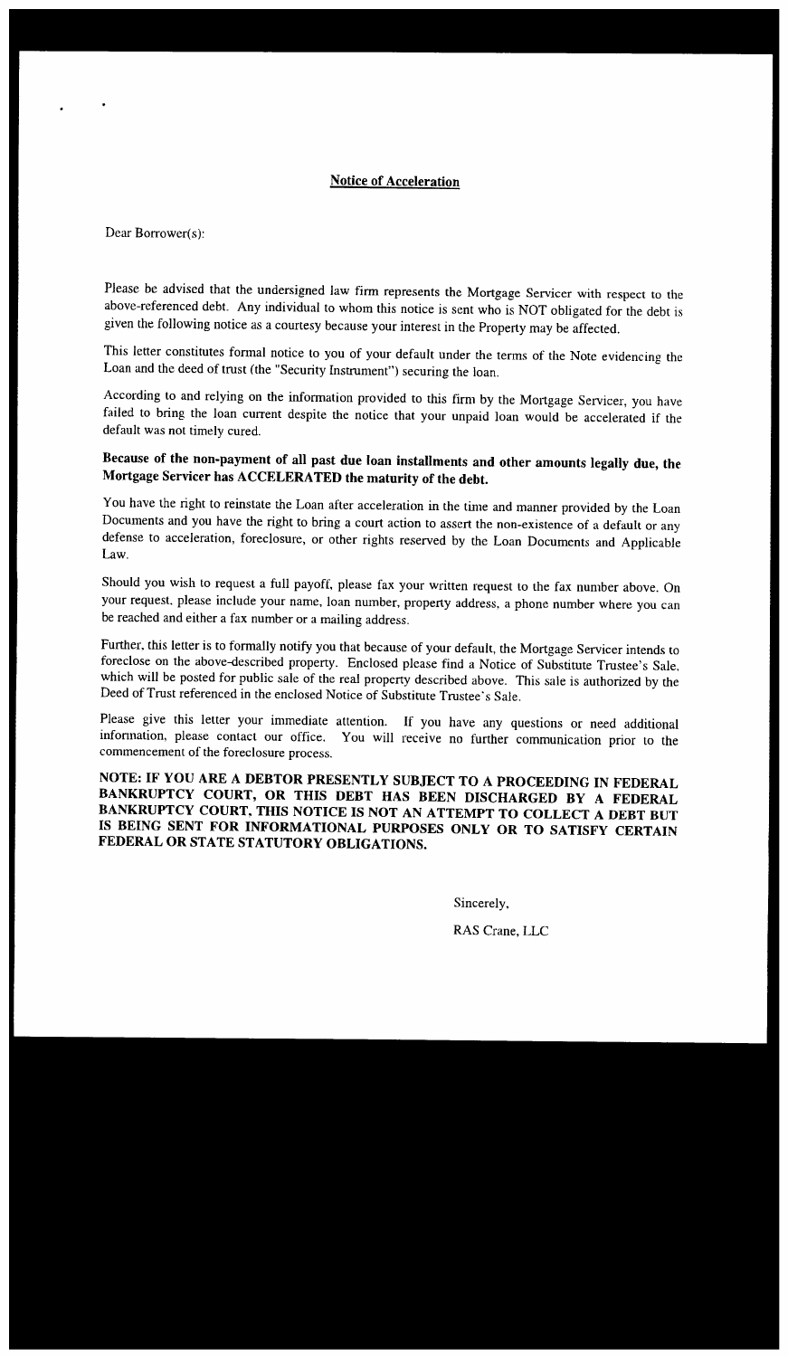## Notice of Acceleration

Dear Borrower(s):

Please be advised that the undersigned law firm represents the Mortgage Servicer with respect to the above-referenced debt. Any individual to whom this notice is sent who is NOT obligated for the debt is given the following notice as a courtesy because your interest in the Property may be affected.

This letter constitutes formal notice to you of your default under the terms of the Note evidencing the Loan and the deed of trust (the "Security Instrument") securing the loan.

According to and relying on the information provided to this firm by the Mortgage Servicer, you have failed to bring the loan current despite the notice that your unpaid loan would be accelerated if the default was not timely cured.

**Because of the non-payment of all past due loan installments and other amounts legally due, the Mortgage Servicer has ACCELERATED the maturity of the debt.**

You have the right to reinstate the Loan after acceleration in the time and manner provided by the Loan Documents and you have the right to bring a court action to assert the non-existence of a default or any defense to acceleration, foreclosure, or other rights reserved by the Loan Documents and Applicable Law.

Should you wish to request a full payoff, please fax your written request to the fax number above. On your request, please include your name, loan number, property address, a phone number where you can be reached and either a fax number or a mailing address.

Further, this letter is to formally notify you that because of your default, the Mortgage Servicer intends to foreclose on the above-described property. Enclosed please find a Notice of Substitute Trustee's Sale, which will be posted for public sale of the real property described above. This sale is authorized by the Deed of Trust referenced in the enclosed Notice of Substitute Trustee's Sale.

Please give this letter your immediate attention. If you have any questions or need additional information, please contact our office. You will receive no further communication prior to the commencement of the foreclosure process.

**NOTE: IF YOU ARE A DEBTOR PRESENTLY SUBJECT TO A PROCEEDING IN FEDERAL BANKRUPTCY COURT, OR THIS DEBT HAS BEEN DISCHARGED BY A FEDERAL BANKRUPTCY COURT, THIS NOTICE IS NOT AN ATTEMPT TO COLLECT A DEBT BUT IS BEING SENT FOR INFORMATIONAL PURPOSES ONLY OR TO SATISFY CERTAIN FEDERAL OR STATE STATUTORY OBLIGATIONS.**

Sincerely,

RAS Crane, LLC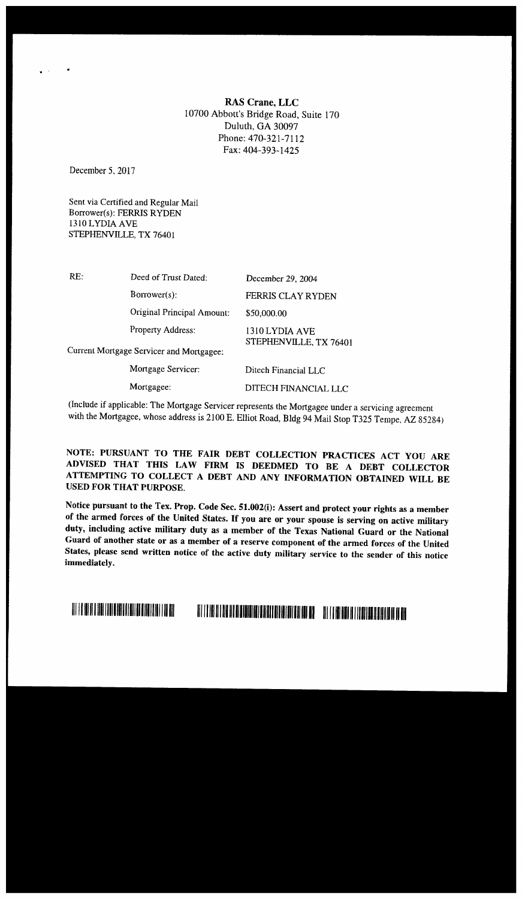**RAS Crane, LLC**
10700 Abbott's Bridge Road, Suite 170
Duluth, GA 30097
Phone: 470-321-7112
Fax: 404-393-1425

December 5, 2017

Sent via Certified and Regular Mail
Borrower(s): FERRIS RYDEN
1310 LYDIA AVE
STEPHENVILLE, TX 76401

| | | |
|---|---|---|
| RE: | Deed of Trust Dated: | December 29, 2004 |
| | Borrower(s): | FERRIS CLAY RYDEN |
| | Original Principal Amount: | $50,000.00 |
| | Property Address: | 1310 LYDIA AVE STEPHENVILLE, TX 76401 |
| Current Mortgage Servicer and Mortgagee: | | |
| | Mortgage Servicer: | Ditech Financial LLC |
| | Mortgagee: | DITECH FINANCIAL LLC |

(Include if applicable: The Mortgage Servicer represents the Mortgagee under a servicing agreement with the Mortgagee, whose address is 2100 E. Elliot Road, Bldg 94 Mail Stop T325 Tempe, AZ 85284)

**NOTE: PURSUANT TO THE FAIR DEBT COLLECTION PRACTICES ACT YOU ARE ADVISED THAT THIS LAW FIRM IS DEEDMED TO BE A DEBT COLLECTOR ATTEMPTING TO COLLECT A DEBT AND ANY INFORMATION OBTAINED WILL BE USED FOR THAT PURPOSE.**

**Notice pursuant to the Tex. Prop. Code Sec. 51.002(i): Assert and protect your rights as a member of the armed forces of the United States. If you are or your spouse is serving on active military duty, including active military duty as a member of the Texas National Guard or the National Guard of another state or as a member of a reserve component of the armed forces of the United States, please send written notice of the active duty military service to the sender of this notice immediately.**